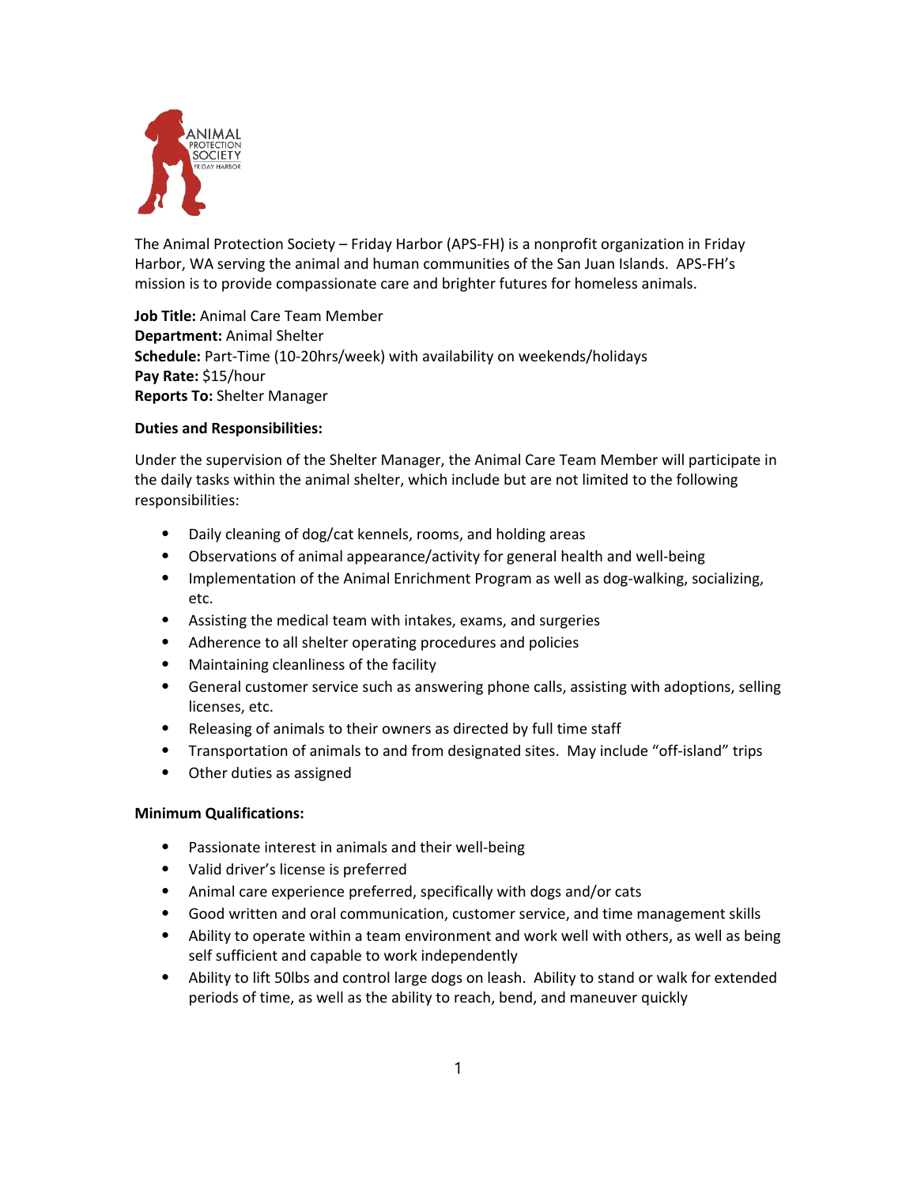The Animal Protection Society – Friday Harbor (APS-FH) is a nonprofit organization in Friday Harbor, WA serving the animal and human communities of the San Juan Islands. APS-FH's mission is to provide compassionate care and brighter futures for homeless animals.

**Job Title:** Animal Care Team Member
**Department:** Animal Shelter
**Schedule:** Part-Time (10-20hrs/week) with availability on weekends/holidays
**Pay Rate:** $15/hour
**Reports To:** Shelter Manager

**Duties and Responsibilities:**

Under the supervision of the Shelter Manager, the Animal Care Team Member will participate in the daily tasks within the animal shelter, which include but are not limited to the following responsibilities:

- Daily cleaning of dog/cat kennels, rooms, and holding areas
- Observations of animal appearance/activity for general health and well-being
- Implementation of the Animal Enrichment Program as well as dog-walking, socializing, etc.
- Assisting the medical team with intakes, exams, and surgeries
- Adherence to all shelter operating procedures and policies
- Maintaining cleanliness of the facility
- General customer service such as answering phone calls, assisting with adoptions, selling licenses, etc.
- Releasing of animals to their owners as directed by full time staff
- Transportation of animals to and from designated sites. May include "off-island" trips
- Other duties as assigned

**Minimum Qualifications:**

- Passionate interest in animals and their well-being
- Valid driver's license is preferred
- Animal care experience preferred, specifically with dogs and/or cats
- Good written and oral communication, customer service, and time management skills
- Ability to operate within a team environment and work well with others, as well as being self sufficient and capable to work independently
- Ability to lift 50lbs and control large dogs on leash. Ability to stand or walk for extended periods of time, as well as the ability to reach, bend, and maneuver quickly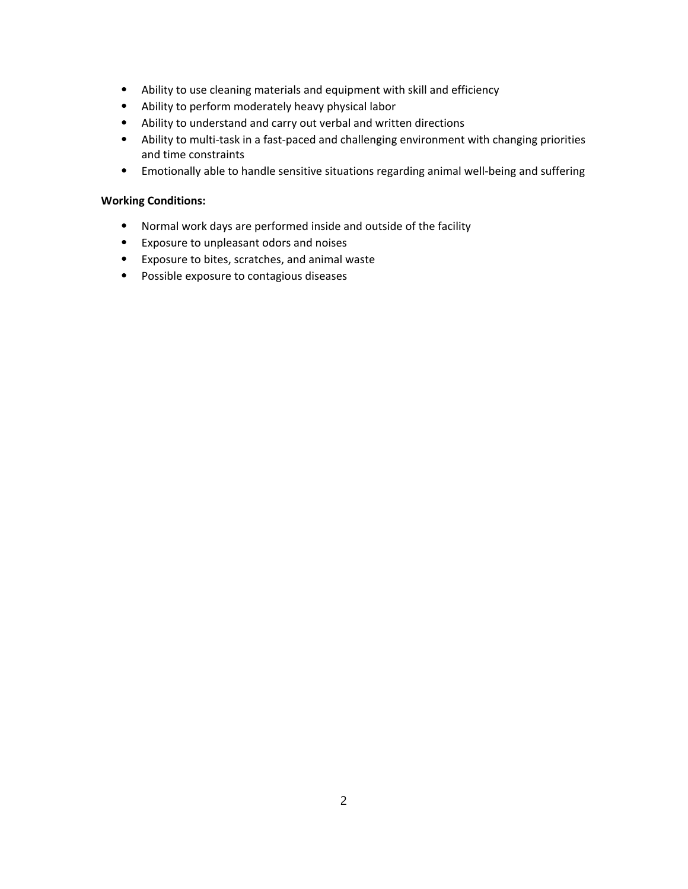- Ability to use cleaning materials and equipment with skill and efficiency
- Ability to perform moderately heavy physical labor
- Ability to understand and carry out verbal and written directions
- Ability to multi-task in a fast-paced and challenging environment with changing priorities and time constraints
- Emotionally able to handle sensitive situations regarding animal well-being and suffering

**Working Conditions:**

- Normal work days are performed inside and outside of the facility
- Exposure to unpleasant odors and noises
- Exposure to bites, scratches, and animal waste
- Possible exposure to contagious diseases